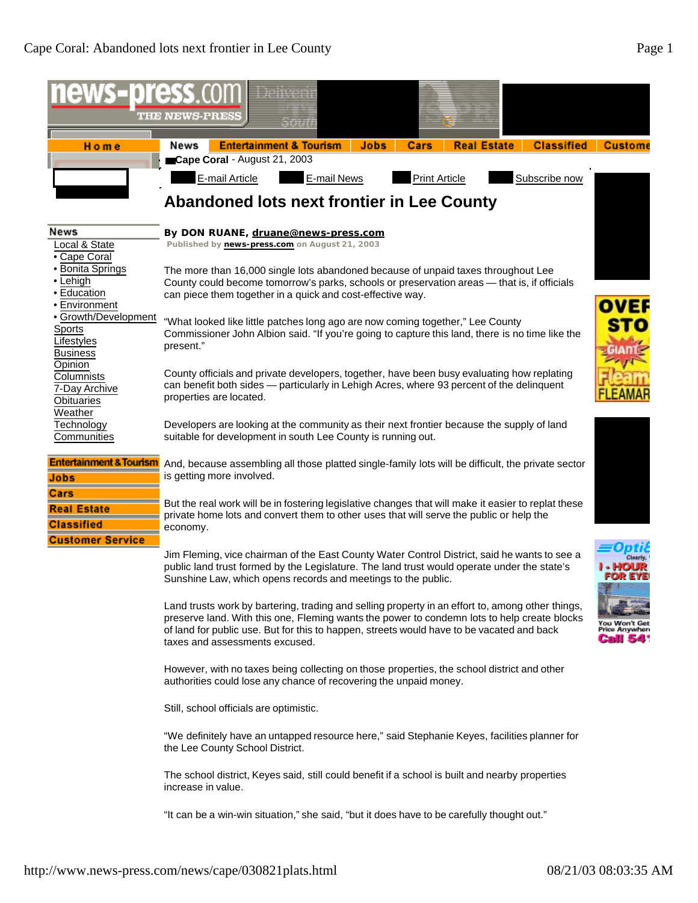**Cape Coral** - August 21, 2003

# Abandoned lots next frontier in Lee County

**By DON RUANE, druane@news-press.com**
Published by news-press.com on August 21, 2003

The more than 16,000 single lots abandoned because of unpaid taxes throughout Lee County could become tomorrow's parks, schools or preservation areas — that is, if officials can piece them together in a quick and cost-effective way.

"What looked like little patches long ago are now coming together," Lee County Commissioner John Albion said. "If you're going to capture this land, there is no time like the present."

County officials and private developers, together, have been busy evaluating how replating can benefit both sides — particularly in Lehigh Acres, where 93 percent of the delinquent properties are located.

Developers are looking at the community as their next frontier because the supply of land suitable for development in south Lee County is running out.

And, because assembling all those platted single-family lots will be difficult, the private sector is getting more involved.

But the real work will be in fostering legislative changes that will make it easier to replat these private home lots and convert them to other uses that will serve the public or help the economy.

Jim Fleming, vice chairman of the East County Water Control District, said he wants to see a public land trust formed by the Legislature. The land trust would operate under the state's Sunshine Law, which opens records and meetings to the public.

Land trusts work by bartering, trading and selling property in an effort to, among other things, preserve land. With this one, Fleming wants the power to condemn lots to help create blocks of land for public use. But for this to happen, streets would have to be vacated and back taxes and assessments excused.

However, with no taxes being collecting on those properties, the school district and other authorities could lose any chance of recovering the unpaid money.

Still, school officials are optimistic.

"We definitely have an untapped resource here," said Stephanie Keyes, facilities planner for the Lee County School District.

The school district, Keyes said, still could benefit if a school is built and nearby properties increase in value.

"It can be a win-win situation," she said, "but it does have to be carefully thought out."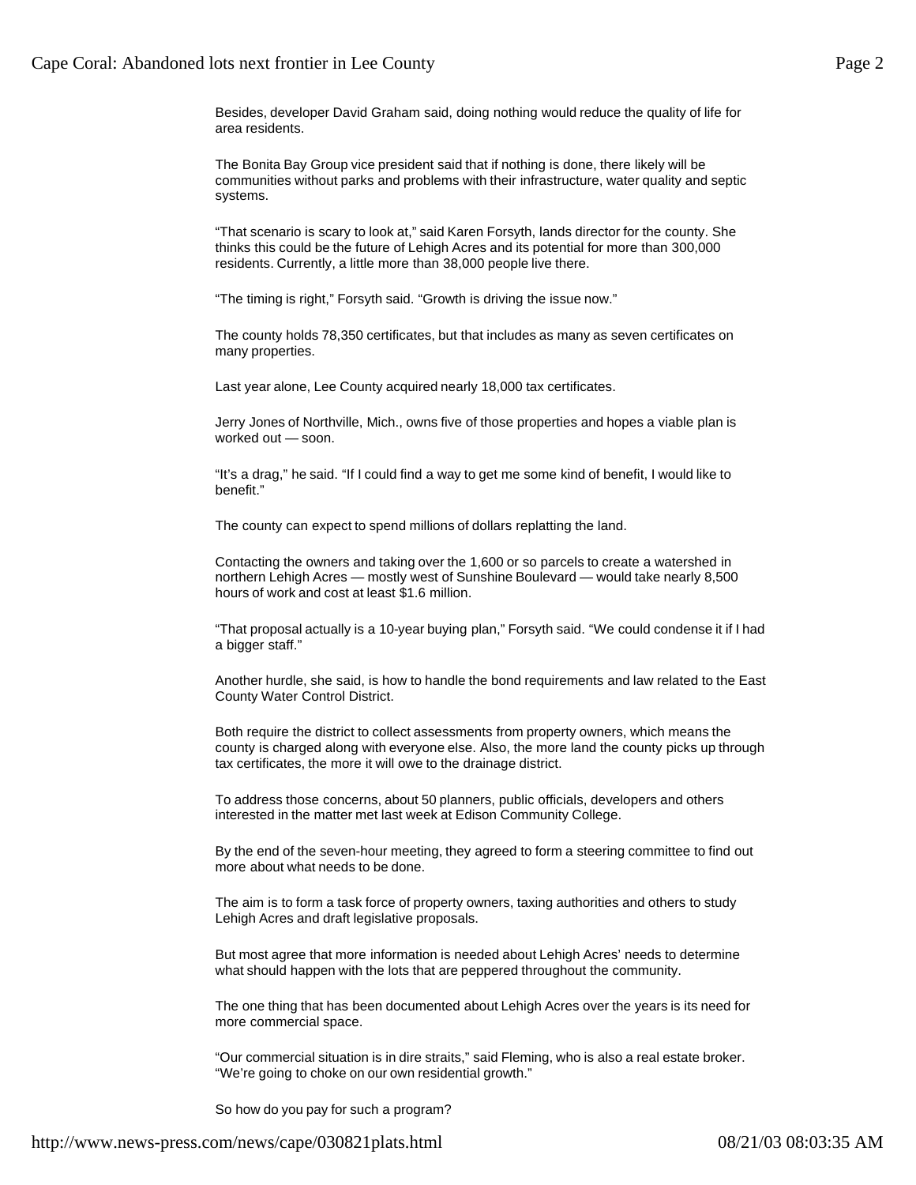Besides, developer David Graham said, doing nothing would reduce the quality of life for area residents.

The Bonita Bay Group vice president said that if nothing is done, there likely will be communities without parks and problems with their infrastructure, water quality and septic systems.

“That scenario is scary to look at,” said Karen Forsyth, lands director for the county. She thinks this could be the future of Lehigh Acres and its potential for more than 300,000 residents. Currently, a little more than 38,000 people live there.

“The timing is right,” Forsyth said. “Growth is driving the issue now.”

The county holds 78,350 certificates, but that includes as many as seven certificates on many properties.

Last year alone, Lee County acquired nearly 18,000 tax certificates.

Jerry Jones of Northville, Mich., owns five of those properties and hopes a viable plan is worked out — soon.

“It’s a drag,” he said. “If I could find a way to get me some kind of benefit, I would like to benefit.”

The county can expect to spend millions of dollars replatting the land.

Contacting the owners and taking over the 1,600 or so parcels to create a watershed in northern Lehigh Acres — mostly west of Sunshine Boulevard — would take nearly 8,500 hours of work and cost at least $1.6 million.

“That proposal actually is a 10-year buying plan,” Forsyth said. “We could condense it if I had a bigger staff.”

Another hurdle, she said, is how to handle the bond requirements and law related to the East County Water Control District.

Both require the district to collect assessments from property owners, which means the county is charged along with everyone else. Also, the more land the county picks up through tax certificates, the more it will owe to the drainage district.

To address those concerns, about 50 planners, public officials, developers and others interested in the matter met last week at Edison Community College.

By the end of the seven-hour meeting, they agreed to form a steering committee to find out more about what needs to be done.

The aim is to form a task force of property owners, taxing authorities and others to study Lehigh Acres and draft legislative proposals.

But most agree that more information is needed about Lehigh Acres’ needs to determine what should happen with the lots that are peppered throughout the community.

The one thing that has been documented about Lehigh Acres over the years is its need for more commercial space.

“Our commercial situation is in dire straits,” said Fleming, who is also a real estate broker. “We’re going to choke on our own residential growth.”

So how do you pay for such a program?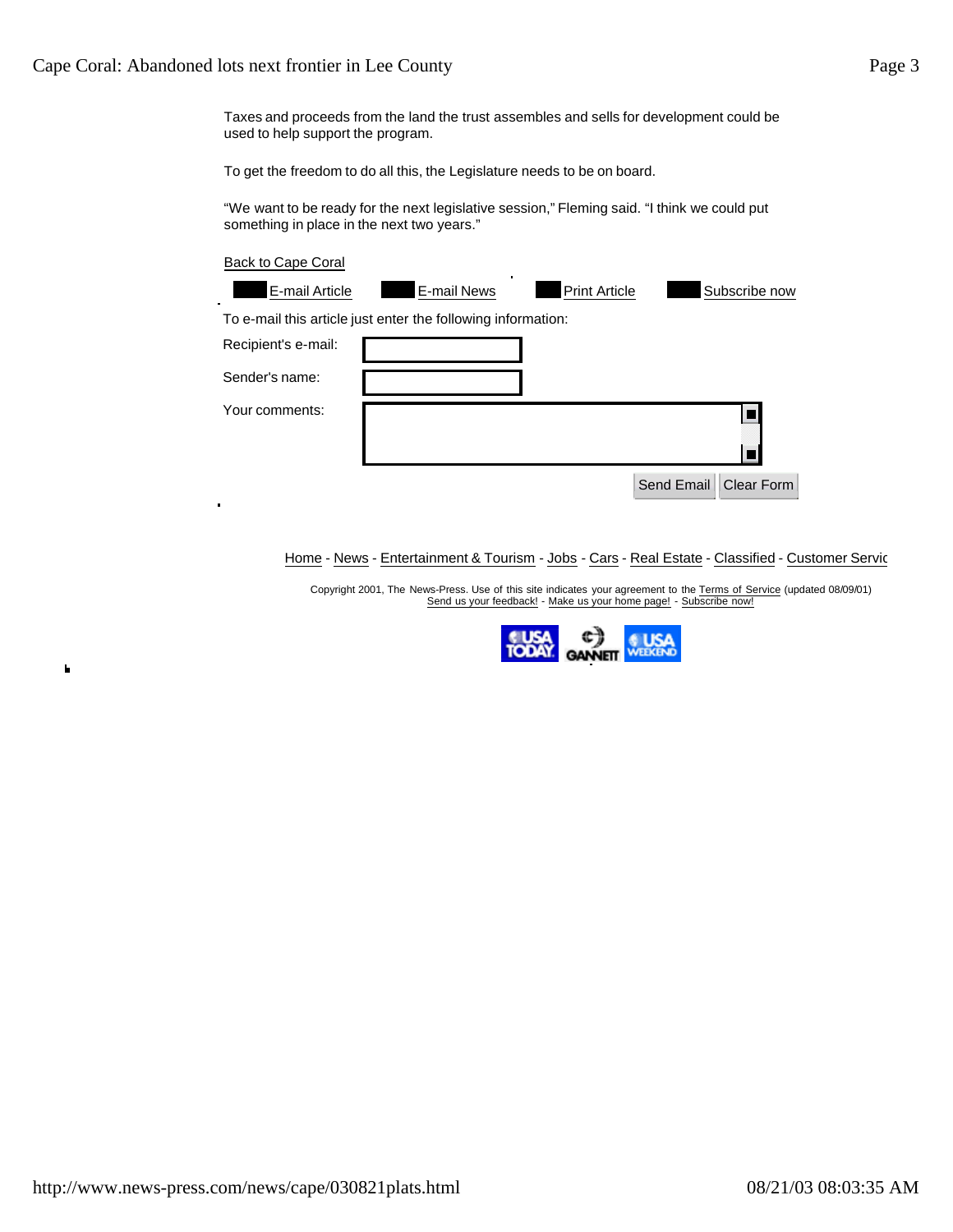Taxes and proceeds from the land the trust assembles and sells for development could be used to help support the program.

To get the freedom to do all this, the Legislature needs to be on board.

"We want to be ready for the next legislative session," Fleming said. "I think we could put something in place in the next two years."

Back to Cape Coral

E-mail Article    E-mail News    Print Article    Subscribe now

To e-mail this article just enter the following information:

Recipient's e-mail:

Sender's name:

Your comments:

Send Email  Clear Form

Home - News - Entertainment & Tourism - Jobs - Cars - Real Estate - Classified - Customer Servic

Copyright 2001, The News-Press. Use of this site indicates your agreement to the Terms of Service (updated 08/09/01)
Send us your feedback! - Make us your home page! - Subscribe now!